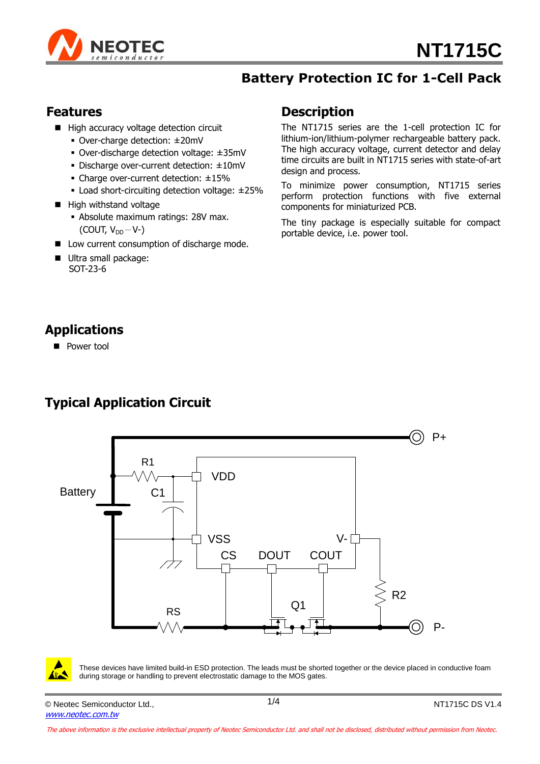# NT1715C

## Battery Protection IC for 1-Cell Pack

## Features

- High accuracy voltage detection circuit
  - Over-charge detection: ±20mV
  - Over-discharge detection voltage: ±35mV
  - Discharge over-current detection: ±10mV
  - Charge over-current detection: ±15%
  - Load short-circuiting detection voltage: ±25%
- High withstand voltage
  - Absolute maximum ratings: 28V max. (COUT, $V_{DD}$ − V-)
- Low current consumption of discharge mode.
- Ultra small package: SOT-23-6

## Description

The NT1715 series are the 1-cell protection IC for lithium-ion/lithium-polymer rechargeable battery pack. The high accuracy voltage, current detector and delay time circuits are built in NT1715 series with state-of-art design and process.

To minimize power consumption, NT1715 series perform protection functions with five external components for miniaturized PCB.

The tiny package is especially suitable for compact portable device, i.e. power tool.

## Applications

- Power tool

## Typical Application Circuit

These devices have limited build-in ESD protection. The leads must be shorted together or the device placed in conductive foam during storage or handling to prevent electrostatic damage to the MOS gates.

© Neotec Semiconductor Ltd., www.neotec.com.tw

NT1715C DS V1.4

*The above information is the exclusive intellectual property of Neotec Semiconductor Ltd. and shall not be disclosed, distributed without permission from Neotec.*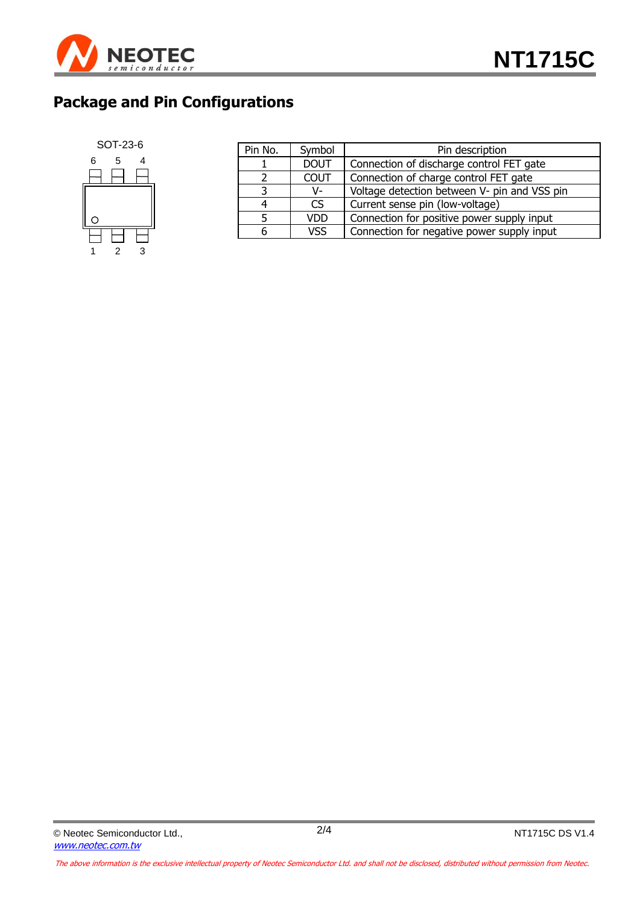## Package and Pin Configurations

SOT-23-6

| Pin No. | Symbol | Pin description |
|---|---|---|
| 1 | DOUT | Connection of discharge control FET gate |
| 2 | COUT | Connection of charge control FET gate |
| 3 | V- | Voltage detection between V- pin and VSS pin |
| 4 | CS | Current sense pin (low-voltage) |
| 5 | VDD | Connection for positive power supply input |
| 6 | VSS | Connection for negative power supply input |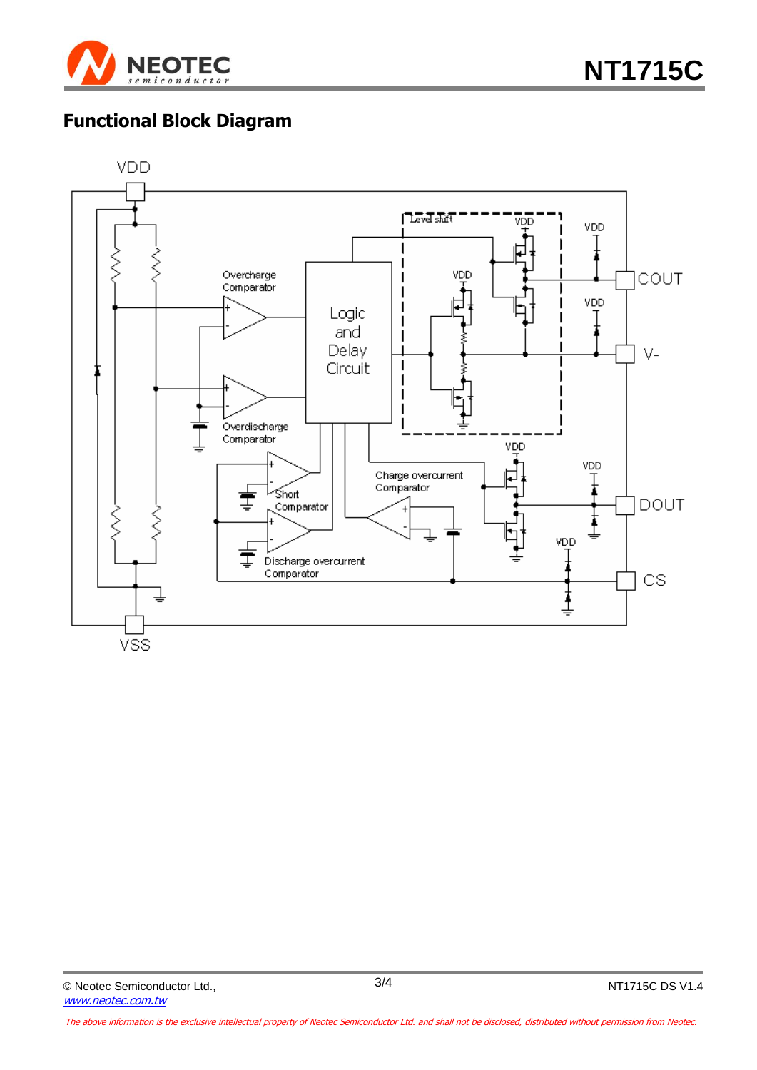## Functional Block Diagram

VDD

Overcharge Comparator

Logic and Delay Circuit

Level shift

VDD

COUT

V-

Overdischarge Comparator

Short Comparator

Charge overcurrent Comparator

DOUT

Discharge overcurrent Comparator

CS

VSS

© Neotec Semiconductor Ltd.,
www.neotec.com.tw

NT1715C DS V1.4

*The above information is the exclusive intellectual property of Neotec Semiconductor Ltd. and shall not be disclosed, distributed without permission from Neotec.*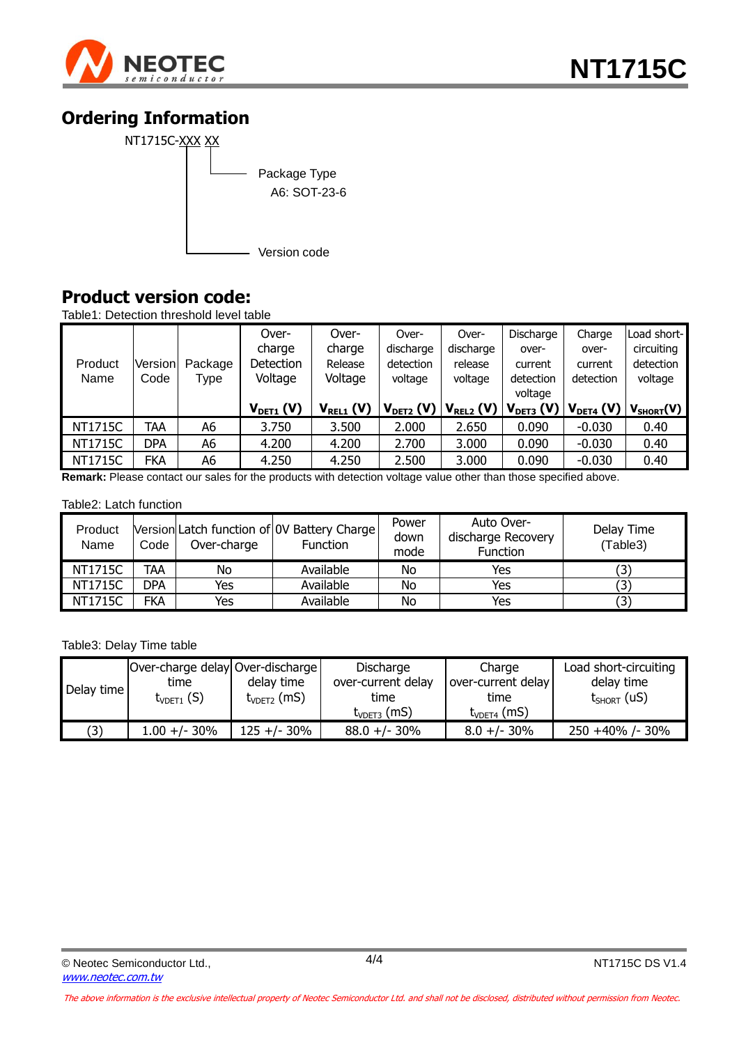## Ordering Information

NT1715C-XXX XX

- XX — Package Type
  - A6: SOT-23-6
- XXX — Version code

## Product version code:

Table1: Detection threshold level table

| Product Name | Version Code | Package Type | Over-charge Detection Voltage $V_{DET1}$ (V) | Over-charge Release Voltage $V_{REL1}$ (V) | Over-discharge detection voltage $V_{DET2}$ (V) | Over-discharge release voltage $V_{REL2}$ (V) | Discharge over-current detection voltage $V_{DET3}$ (V) | Charge over-current detection $V_{DET4}$ (V) | Load short-circuiting detection voltage $V_{SHORT}$(V) |
|---|---|---|---|---|---|---|---|---|---|
| NT1715C | TAA | A6 | 3.750 | 3.500 | 2.000 | 2.650 | 0.090 | -0.030 | 0.40 |
| NT1715C | DPA | A6 | 4.200 | 4.200 | 2.700 | 3.000 | 0.090 | -0.030 | 0.40 |
| NT1715C | FKA | A6 | 4.250 | 4.250 | 2.500 | 3.000 | 0.090 | -0.030 | 0.40 |

**Remark:** Please contact our sales for the products with detection voltage value other than those specified above.

Table2: Latch function

| Product Name | Version Code | Latch function of Over-charge | 0V Battery Charge Function | Power down mode | Auto Over-discharge Recovery Function | Delay Time (Table3) |
|---|---|---|---|---|---|---|
| NT1715C | TAA | No | Available | No | Yes | (3) |
| NT1715C | DPA | Yes | Available | Yes | Yes | (3) |
| NT1715C | FKA | Yes | Available | No | Yes | (3) |

Table3: Delay Time table

| Delay time | Over-charge delay time $t_{VDET1}$ (S) | Over-discharge delay time $t_{VDET2}$ (mS) | Discharge over-current delay time $t_{VDET3}$ (mS) | Charge over-current delay time $t_{VDET4}$ (mS) | Load short-circuiting delay time $t_{SHORT}$ (uS) |
|---|---|---|---|---|---|
| (3) | 1.00 +/- 30% | 125 +/- 30% | 88.0 +/- 30% | 8.0 +/- 30% | 250 +40% /- 30% |

© Neotec Semiconductor Ltd.,
www.neotec.com.tw

NT1715C DS V1.4

*The above information is the exclusive intellectual property of Neotec Semiconductor Ltd. and shall not be disclosed, distributed without permission from Neotec.*